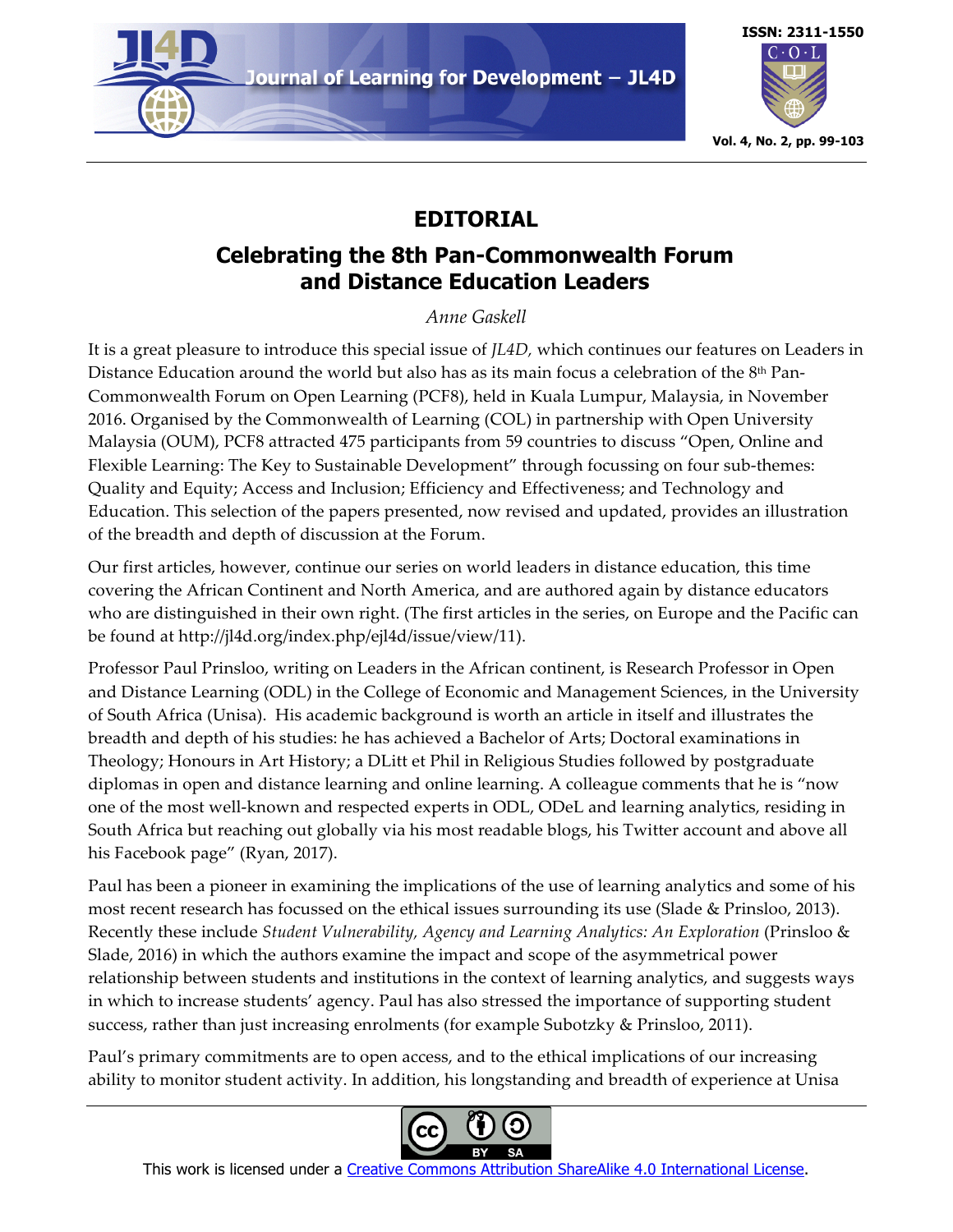# EDITORIAL

## Celebrating the 8th Pan-Commonwealth Forum and Distance Education Leaders

*Anne Gaskell*

It is a great pleasure to introduce this special issue of *JL4D,* which continues our features on Leaders in Distance Education around the world but also has as its main focus a celebration of the 8th Pan-Commonwealth Forum on Open Learning (PCF8), held in Kuala Lumpur, Malaysia, in November 2016. Organised by the Commonwealth of Learning (COL) in partnership with Open University Malaysia (OUM), PCF8 attracted 475 participants from 59 countries to discuss "Open, Online and Flexible Learning: The Key to Sustainable Development" through focussing on four sub-themes: Quality and Equity; Access and Inclusion; Efficiency and Effectiveness; and Technology and Education. This selection of the papers presented, now revised and updated, provides an illustration of the breadth and depth of discussion at the Forum.

Our first articles, however, continue our series on world leaders in distance education, this time covering the African Continent and North America, and are authored again by distance educators who are distinguished in their own right. (The first articles in the series, on Europe and the Pacific can be found at http://jl4d.org/index.php/ejl4d/issue/view/11).

Professor Paul Prinsloo, writing on Leaders in the African continent, is Research Professor in Open and Distance Learning (ODL) in the College of Economic and Management Sciences, in the University of South Africa (Unisa). His academic background is worth an article in itself and illustrates the breadth and depth of his studies: he has achieved a Bachelor of Arts; Doctoral examinations in Theology; Honours in Art History; a DLitt et Phil in Religious Studies followed by postgraduate diplomas in open and distance learning and online learning. A colleague comments that he is "now one of the most well-known and respected experts in ODL, ODeL and learning analytics, residing in South Africa but reaching out globally via his most readable blogs, his Twitter account and above all his Facebook page" (Ryan, 2017).

Paul has been a pioneer in examining the implications of the use of learning analytics and some of his most recent research has focussed on the ethical issues surrounding its use (Slade & Prinsloo, 2013). Recently these include *Student Vulnerability, Agency and Learning Analytics: An Exploration* (Prinsloo & Slade, 2016) in which the authors examine the impact and scope of the asymmetrical power relationship between students and institutions in the context of learning analytics, and suggests ways in which to increase students' agency. Paul has also stressed the importance of supporting student success, rather than just increasing enrolments (for example Subotzky & Prinsloo, 2011).

Paul's primary commitments are to open access, and to the ethical implications of our increasing ability to monitor student activity. In addition, his longstanding and breadth of experience at Unisa

This work is licensed under a Creative Commons Attribution ShareAlike 4.0 International License.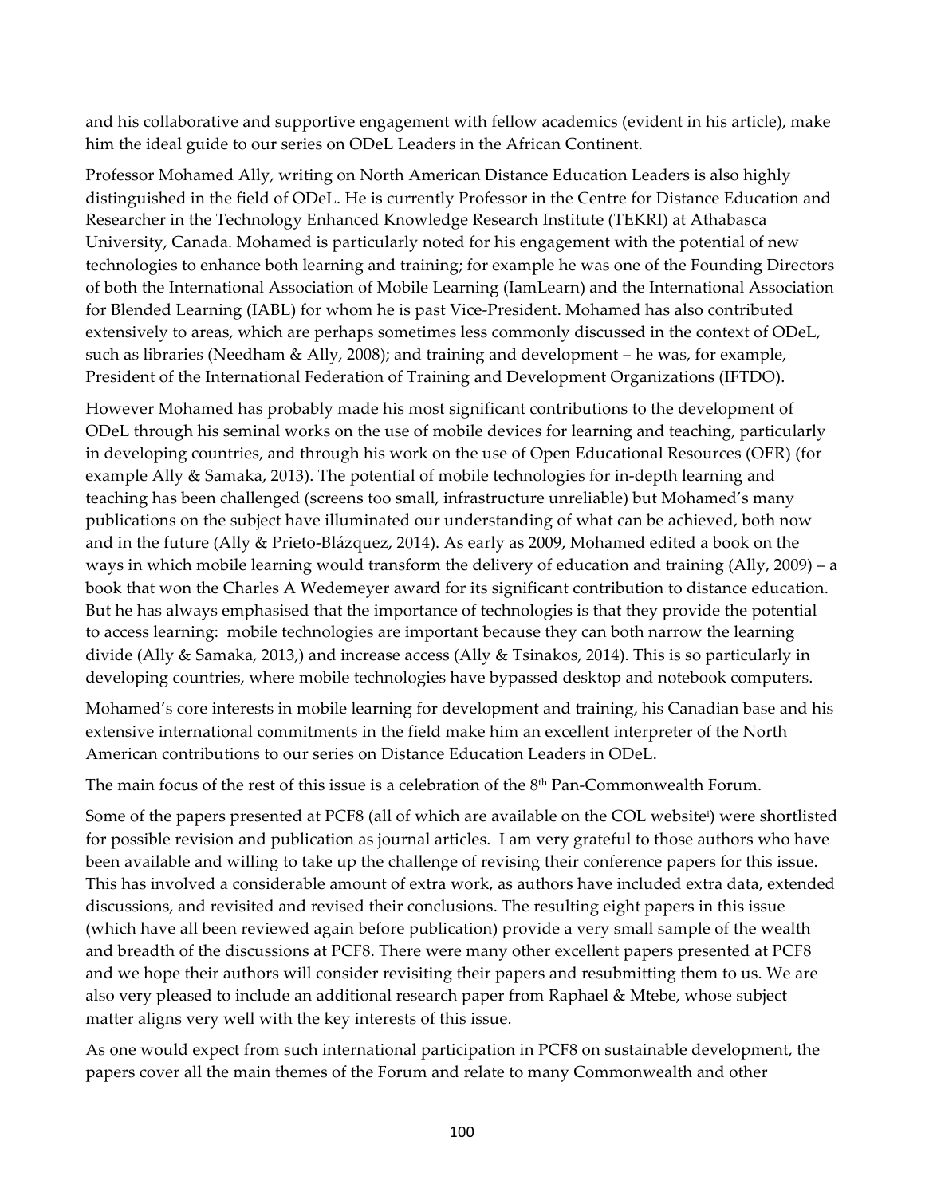and his collaborative and supportive engagement with fellow academics (evident in his article), make him the ideal guide to our series on ODeL Leaders in the African Continent.

Professor Mohamed Ally, writing on North American Distance Education Leaders is also highly distinguished in the field of ODeL. He is currently Professor in the Centre for Distance Education and Researcher in the Technology Enhanced Knowledge Research Institute (TEKRI) at Athabasca University, Canada. Mohamed is particularly noted for his engagement with the potential of new technologies to enhance both learning and training; for example he was one of the Founding Directors of both the International Association of Mobile Learning (IamLearn) and the International Association for Blended Learning (IABL) for whom he is past Vice-President. Mohamed has also contributed extensively to areas, which are perhaps sometimes less commonly discussed in the context of ODeL, such as libraries (Needham & Ally, 2008); and training and development – he was, for example, President of the International Federation of Training and Development Organizations (IFTDO).

However Mohamed has probably made his most significant contributions to the development of ODeL through his seminal works on the use of mobile devices for learning and teaching, particularly in developing countries, and through his work on the use of Open Educational Resources (OER) (for example Ally & Samaka, 2013). The potential of mobile technologies for in-depth learning and teaching has been challenged (screens too small, infrastructure unreliable) but Mohamed's many publications on the subject have illuminated our understanding of what can be achieved, both now and in the future (Ally & Prieto-Blázquez, 2014). As early as 2009, Mohamed edited a book on the ways in which mobile learning would transform the delivery of education and training (Ally, 2009) – a book that won the Charles A Wedemeyer award for its significant contribution to distance education. But he has always emphasised that the importance of technologies is that they provide the potential to access learning: mobile technologies are important because they can both narrow the learning divide (Ally & Samaka, 2013,) and increase access (Ally & Tsinakos, 2014). This is so particularly in developing countries, where mobile technologies have bypassed desktop and notebook computers.

Mohamed's core interests in mobile learning for development and training, his Canadian base and his extensive international commitments in the field make him an excellent interpreter of the North American contributions to our series on Distance Education Leaders in ODeL.

The main focus of the rest of this issue is a celebration of the 8th Pan-Commonwealth Forum.

Some of the papers presented at PCF8 (all of which are available on the COL website[i]) were shortlisted for possible revision and publication as journal articles. I am very grateful to those authors who have been available and willing to take up the challenge of revising their conference papers for this issue. This has involved a considerable amount of extra work, as authors have included extra data, extended discussions, and revisited and revised their conclusions. The resulting eight papers in this issue (which have all been reviewed again before publication) provide a very small sample of the wealth and breadth of the discussions at PCF8. There were many other excellent papers presented at PCF8 and we hope their authors will consider revisiting their papers and resubmitting them to us. We are also very pleased to include an additional research paper from Raphael & Mtebe, whose subject matter aligns very well with the key interests of this issue.

As one would expect from such international participation in PCF8 on sustainable development, the papers cover all the main themes of the Forum and relate to many Commonwealth and other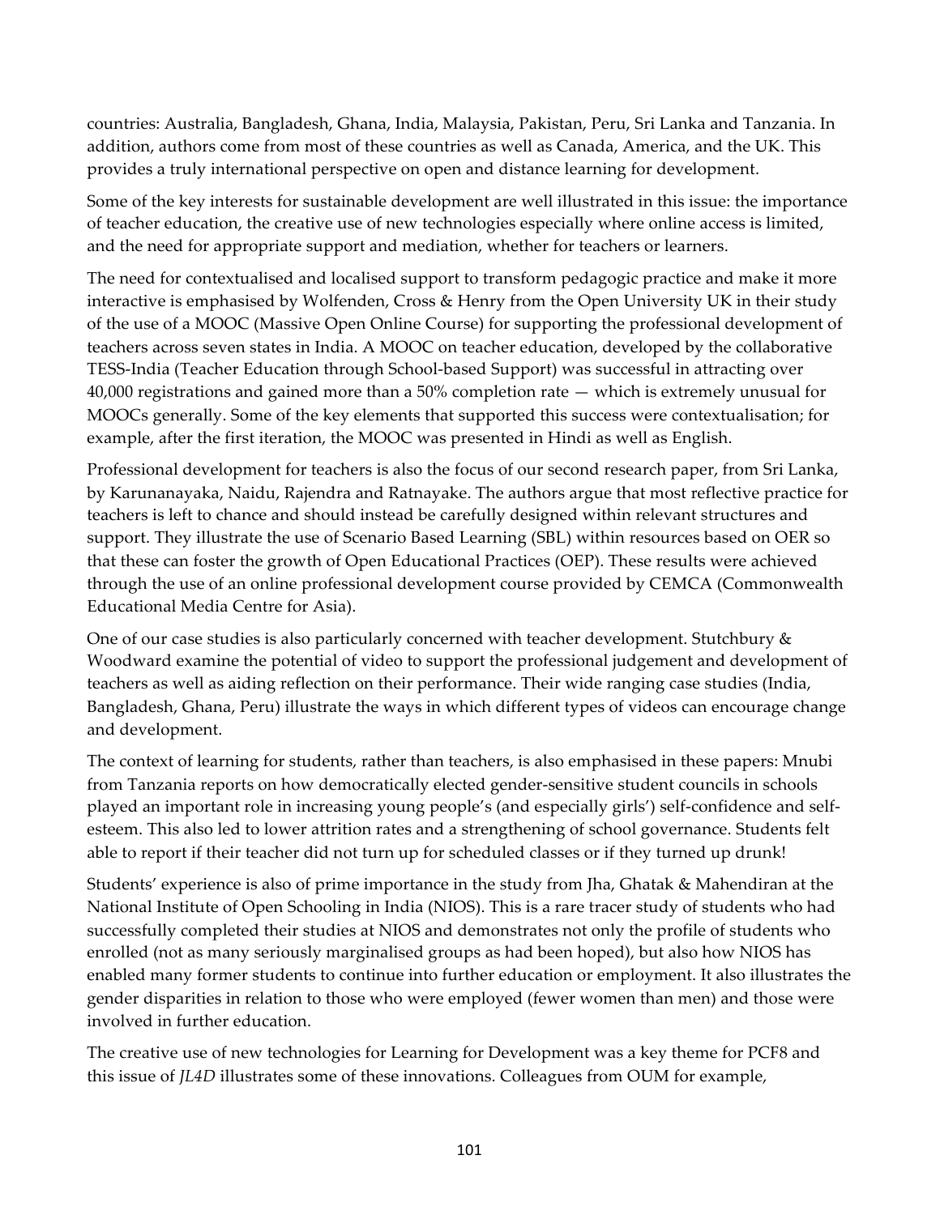countries: Australia, Bangladesh, Ghana, India, Malaysia, Pakistan, Peru, Sri Lanka and Tanzania. In addition, authors come from most of these countries as well as Canada, America, and the UK. This provides a truly international perspective on open and distance learning for development.

Some of the key interests for sustainable development are well illustrated in this issue: the importance of teacher education, the creative use of new technologies especially where online access is limited, and the need for appropriate support and mediation, whether for teachers or learners.

The need for contextualised and localised support to transform pedagogic practice and make it more interactive is emphasised by Wolfenden, Cross & Henry from the Open University UK in their study of the use of a MOOC (Massive Open Online Course) for supporting the professional development of teachers across seven states in India. A MOOC on teacher education, developed by the collaborative TESS-India (Teacher Education through School-based Support) was successful in attracting over 40,000 registrations and gained more than a 50% completion rate — which is extremely unusual for MOOCs generally. Some of the key elements that supported this success were contextualisation; for example, after the first iteration, the MOOC was presented in Hindi as well as English.

Professional development for teachers is also the focus of our second research paper, from Sri Lanka, by Karunanayaka, Naidu, Rajendra and Ratnayake. The authors argue that most reflective practice for teachers is left to chance and should instead be carefully designed within relevant structures and support. They illustrate the use of Scenario Based Learning (SBL) within resources based on OER so that these can foster the growth of Open Educational Practices (OEP). These results were achieved through the use of an online professional development course provided by CEMCA (Commonwealth Educational Media Centre for Asia).

One of our case studies is also particularly concerned with teacher development. Stutchbury & Woodward examine the potential of video to support the professional judgement and development of teachers as well as aiding reflection on their performance. Their wide ranging case studies (India, Bangladesh, Ghana, Peru) illustrate the ways in which different types of videos can encourage change and development.

The context of learning for students, rather than teachers, is also emphasised in these papers: Mnubi from Tanzania reports on how democratically elected gender-sensitive student councils in schools played an important role in increasing young people's (and especially girls') self-confidence and self-esteem. This also led to lower attrition rates and a strengthening of school governance. Students felt able to report if their teacher did not turn up for scheduled classes or if they turned up drunk!

Students' experience is also of prime importance in the study from Jha, Ghatak & Mahendiran at the National Institute of Open Schooling in India (NIOS). This is a rare tracer study of students who had successfully completed their studies at NIOS and demonstrates not only the profile of students who enrolled (not as many seriously marginalised groups as had been hoped), but also how NIOS has enabled many former students to continue into further education or employment. It also illustrates the gender disparities in relation to those who were employed (fewer women than men) and those were involved in further education.

The creative use of new technologies for Learning for Development was a key theme for PCF8 and this issue of *JL4D* illustrates some of these innovations. Colleagues from OUM for example,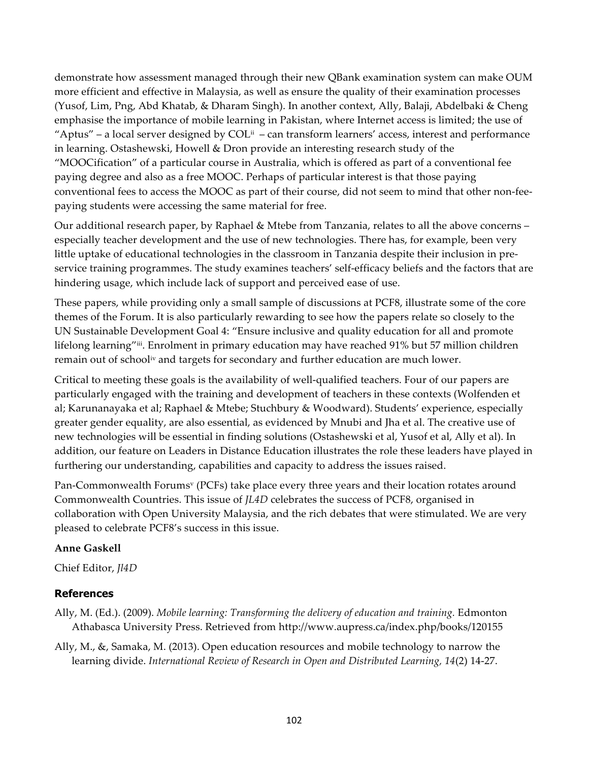demonstrate how assessment managed through their new QBank examination system can make OUM more efficient and effective in Malaysia, as well as ensure the quality of their examination processes (Yusof, Lim, Png, Abd Khatab, & Dharam Singh). In another context, Ally, Balaji, Abdelbaki & Cheng emphasise the importance of mobile learning in Pakistan, where Internet access is limited; the use of "Aptus" – a local server designed by COL[ii] – can transform learners' access, interest and performance in learning. Ostashewski, Howell & Dron provide an interesting research study of the "MOOCification" of a particular course in Australia, which is offered as part of a conventional fee paying degree and also as a free MOOC. Perhaps of particular interest is that those paying conventional fees to access the MOOC as part of their course, did not seem to mind that other non-fee-paying students were accessing the same material for free.

Our additional research paper, by Raphael & Mtebe from Tanzania, relates to all the above concerns – especially teacher development and the use of new technologies. There has, for example, been very little uptake of educational technologies in the classroom in Tanzania despite their inclusion in pre-service training programmes. The study examines teachers' self-efficacy beliefs and the factors that are hindering usage, which include lack of support and perceived ease of use.

These papers, while providing only a small sample of discussions at PCF8, illustrate some of the core themes of the Forum. It is also particularly rewarding to see how the papers relate so closely to the UN Sustainable Development Goal 4: "Ensure inclusive and quality education for all and promote lifelong learning"[iii]. Enrolment in primary education may have reached 91% but 57 million children remain out of school[iv] and targets for secondary and further education are much lower.

Critical to meeting these goals is the availability of well-qualified teachers. Four of our papers are particularly engaged with the training and development of teachers in these contexts (Wolfenden et al; Karunanayaka et al; Raphael & Mtebe; Stuchbury & Woodward). Students' experience, especially greater gender equality, are also essential, as evidenced by Mnubi and Jha et al. The creative use of new technologies will be essential in finding solutions (Ostashewski et al, Yusof et al, Ally et al). In addition, our feature on Leaders in Distance Education illustrates the role these leaders have played in furthering our understanding, capabilities and capacity to address the issues raised.

Pan-Commonwealth Forums[v] (PCFs) take place every three years and their location rotates around Commonwealth Countries. This issue of *JL4D* celebrates the success of PCF8, organised in collaboration with Open University Malaysia, and the rich debates that were stimulated. We are very pleased to celebrate PCF8's success in this issue.

**Anne Gaskell**

Chief Editor, *Jl4D*

## References

Ally, M. (Ed.). (2009). *Mobile learning: Transforming the delivery of education and training.* Edmonton Athabasca University Press. Retrieved from http://www.aupress.ca/index.php/books/120155

Ally, M., &, Samaka, M. (2013). Open education resources and mobile technology to narrow the learning divide. *International Review of Research in Open and Distributed Learning, 14*(2) 14-27.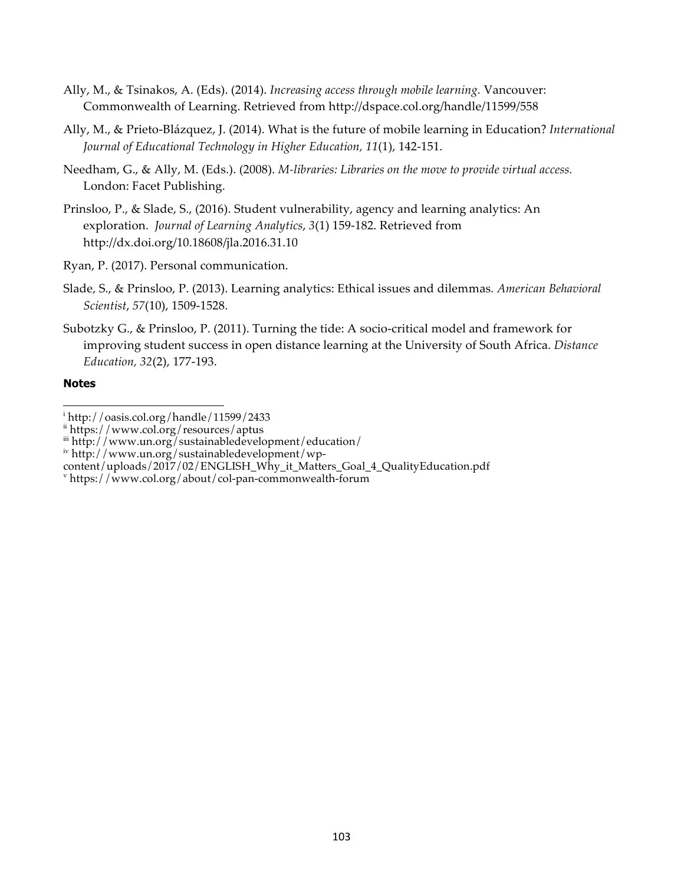Ally, M., & Tsinakos, A. (Eds). (2014). *Increasing access through mobile learning.* Vancouver: Commonwealth of Learning. Retrieved from http://dspace.col.org/handle/11599/558

Ally, M., & Prieto-Blázquez, J. (2014). What is the future of mobile learning in Education? *International Journal of Educational Technology in Higher Education, 11*(1), 142-151.

Needham, G., & Ally, M. (Eds.). (2008). *M-libraries: Libraries on the move to provide virtual access.* London: Facet Publishing.

Prinsloo, P., & Slade, S., (2016). Student vulnerability, agency and learning analytics: An exploration. *Journal of Learning Analytics*, *3*(1) 159-182. Retrieved from http://dx.doi.org/10.18608/jla.2016.31.10

Ryan, P. (2017). Personal communication.

Slade, S., & Prinsloo, P. (2013). Learning analytics: Ethical issues and dilemmas. *American Behavioral Scientist*, *57*(10), 1509-1528.

Subotzky G., & Prinsloo, P. (2011). Turning the tide: A socio-critical model and framework for improving student success in open distance learning at the University of South Africa. *Distance Education, 32*(2), 177-193.

**Notes**

[i] http://oasis.col.org/handle/11599/2433
[ii] https://www.col.org/resources/aptus
[iii] http://www.un.org/sustainabledevelopment/education/
[iv] http://www.un.org/sustainabledevelopment/wp-content/uploads/2017/02/ENGLISH_Why_it_Matters_Goal_4_QualityEducation.pdf
[v] https://www.col.org/about/col-pan-commonwealth-forum